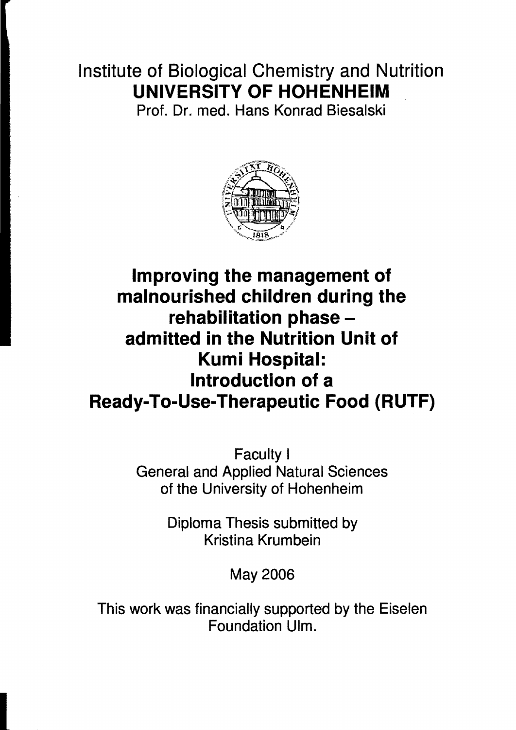Institute of Biological Chemistry and Nutrition

**UNIVERSITY OF HOHENHEIM**

Prof. Dr. med. Hans Konrad Biesalski

# Improving the management of malnourished children during the rehabilitation phase – admitted in the Nutrition Unit of Kumi Hospital: Introduction of a Ready-To-Use-Therapeutic Food (RUTF)

Faculty I

General and Applied Natural Sciences

of the University of Hohenheim

Diploma Thesis submitted by

Kristina Krumbein

May 2006

This work was financially supported by the Eiselen Foundation Ulm.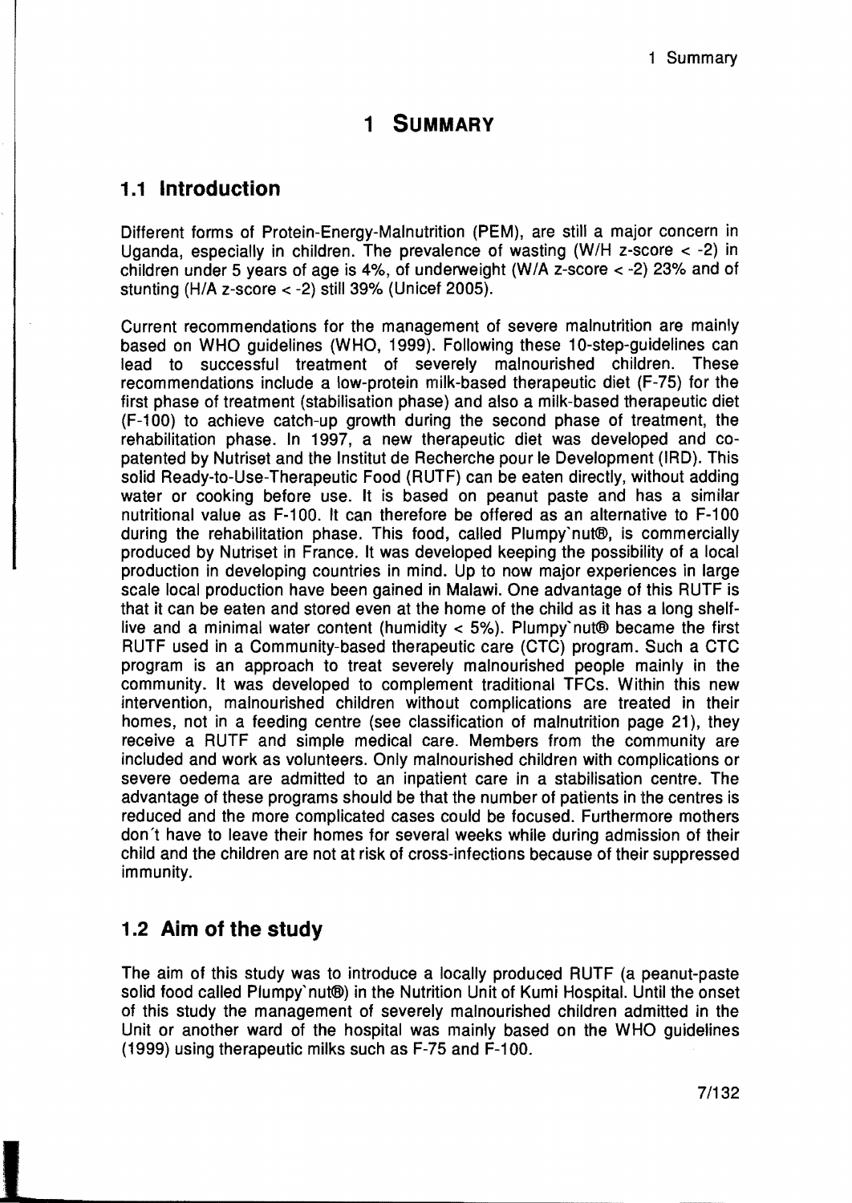# 1 SUMMARY

## 1.1 Introduction

Different forms of Protein-Energy-Malnutrition (PEM), are still a major concern in Uganda, especially in children. The prevalence of wasting (W/H z-score < -2) in children under 5 years of age is 4%, of underweight (W/A z-score < -2) 23% and of stunting (H/A z-score < -2) still 39% (Unicef 2005).

Current recommendations for the management of severe malnutrition are mainly based on WHO guidelines (WHO, 1999). Following these 10-step-guidelines can lead to successful treatment of severely malnourished children. These recommendations include a low-protein milk-based therapeutic diet (F-75) for the first phase of treatment (stabilisation phase) and also a milk-based therapeutic diet (F-100) to achieve catch-up growth during the second phase of treatment, the rehabilitation phase. In 1997, a new therapeutic diet was developed and co-patented by Nutriset and the Institut de Recherche pour le Development (IRD). This solid Ready-to-Use-Therapeutic Food (RUTF) can be eaten directly, without adding water or cooking before use. It is based on peanut paste and has a similar nutritional value as F-100. It can therefore be offered as an alternative to F-100 during the rehabilitation phase. This food, called Plumpy`nut®, is commercially produced by Nutriset in France. It was developed keeping the possibility of a local production in developing countries in mind. Up to now major experiences in large scale local production have been gained in Malawi. One advantage of this RUTF is that it can be eaten and stored even at the home of the child as it has a long shelf-live and a minimal water content (humidity < 5%). Plumpy`nut® became the first RUTF used in a Community-based therapeutic care (CTC) program. Such a CTC program is an approach to treat severely malnourished people mainly in the community. It was developed to complement traditional TFCs. Within this new intervention, malnourished children without complications are treated in their homes, not in a feeding centre (see classification of malnutrition page 21), they receive a RUTF and simple medical care. Members from the community are included and work as volunteers. Only malnourished children with complications or severe oedema are admitted to an inpatient care in a stabilisation centre. The advantage of these programs should be that the number of patients in the centres is reduced and the more complicated cases could be focused. Furthermore mothers don´t have to leave their homes for several weeks while during admission of their child and the children are not at risk of cross-infections because of their suppressed immunity.

## 1.2 Aim of the study

The aim of this study was to introduce a locally produced RUTF (a peanut-paste solid food called Plumpy`nut®) in the Nutrition Unit of Kumi Hospital. Until the onset of this study the management of severely malnourished children admitted in the Unit or another ward of the hospital was mainly based on the WHO guidelines (1999) using therapeutic milks such as F-75 and F-100.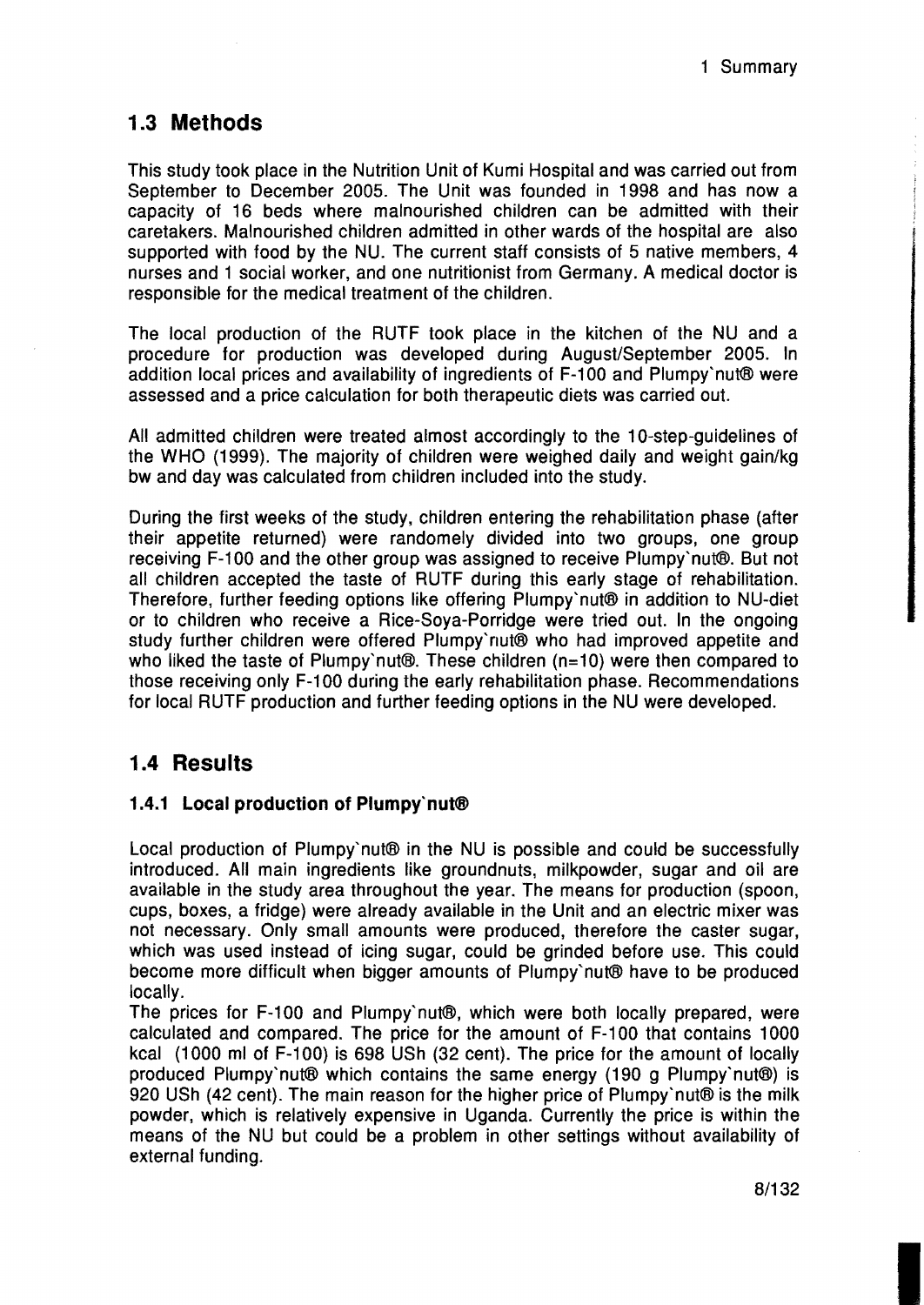## 1.3 Methods

This study took place in the Nutrition Unit of Kumi Hospital and was carried out from September to December 2005. The Unit was founded in 1998 and has now a capacity of 16 beds where malnourished children can be admitted with their caretakers. Malnourished children admitted in other wards of the hospital are also supported with food by the NU. The current staff consists of 5 native members, 4 nurses and 1 social worker, and one nutritionist from Germany. A medical doctor is responsible for the medical treatment of the children.

The local production of the RUTF took place in the kitchen of the NU and a procedure for production was developed during August/September 2005. In addition local prices and availability of ingredients of F-100 and Plumpy`nut® were assessed and a price calculation for both therapeutic diets was carried out.

All admitted children were treated almost accordingly to the 10-step-guidelines of the WHO (1999). The majority of children were weighed daily and weight gain/kg bw and day was calculated from children included into the study.

During the first weeks of the study, children entering the rehabilitation phase (after their appetite returned) were randomely divided into two groups, one group receiving F-100 and the other group was assigned to receive Plumpy`nut®. But not all children accepted the taste of RUTF during this early stage of rehabilitation. Therefore, further feeding options like offering Plumpy`nut® in addition to NU-diet or to children who receive a Rice-Soya-Porridge were tried out. In the ongoing study further children were offered Plumpy`nut® who had improved appetite and who liked the taste of Plumpy`nut®. These children (n=10) were then compared to those receiving only F-100 during the early rehabilitation phase. Recommendations for local RUTF production and further feeding options in the NU were developed.

## 1.4 Results

### 1.4.1 Local production of Plumpy`nut®

Local production of Plumpy`nut® in the NU is possible and could be successfully introduced. All main ingredients like groundnuts, milkpowder, sugar and oil are available in the study area throughout the year. The means for production (spoon, cups, boxes, a fridge) were already available in the Unit and an electric mixer was not necessary. Only small amounts were produced, therefore the caster sugar, which was used instead of icing sugar, could be grinded before use. This could become more difficult when bigger amounts of Plumpy`nut® have to be produced locally.

The prices for F-100 and Plumpy`nut®, which were both locally prepared, were calculated and compared. The price for the amount of F-100 that contains 1000 kcal (1000 ml of F-100) is 698 USh (32 cent). The price for the amount of locally produced Plumpy`nut® which contains the same energy (190 g Plumpy`nut®) is 920 USh (42 cent). The main reason for the higher price of Plumpy`nut® is the milk powder, which is relatively expensive in Uganda. Currently the price is within the means of the NU but could be a problem in other settings without availability of external funding.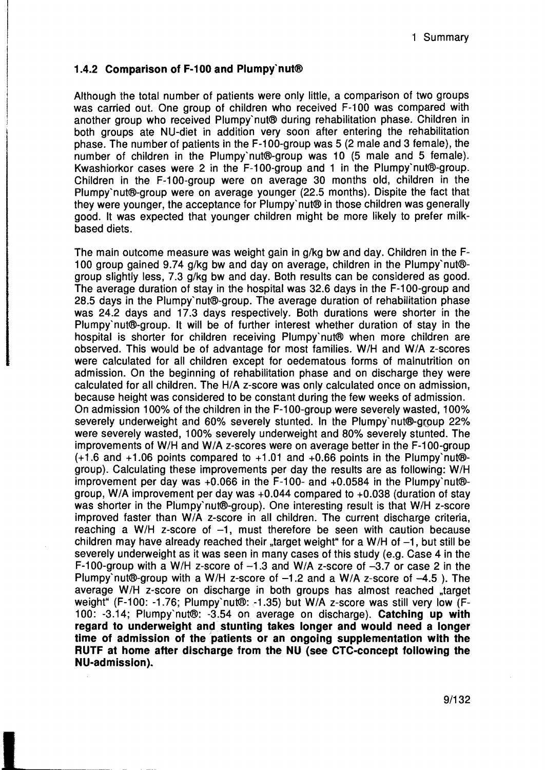### 1.4.2 Comparison of F-100 and Plumpy`nut®

Although the total number of patients were only little, a comparison of two groups was carried out. One group of children who received F-100 was compared with another group who received Plumpy`nut® during rehabilitation phase. Children in both groups ate NU-diet in addition very soon after entering the rehabilitation phase. The number of patients in the F-100-group was 5 (2 male and 3 female), the number of children in the Plumpy`nut®-group was 10 (5 male and 5 female). Kwashiorkor cases were 2 in the F-100-group and 1 in the Plumpy`nut®-group. Children in the F-100-group were on average 30 months old, children in the Plumpy`nut®-group were on average younger (22.5 months). Dispite the fact that they were younger, the acceptance for Plumpy`nut® in those children was generally good. It was expected that younger children might be more likely to prefer milk-based diets.

The main outcome measure was weight gain in g/kg bw and day. Children in the F-100 group gained 9.74 g/kg bw and day on average, children in the Plumpy`nut®-group slightly less, 7.3 g/kg bw and day. Both results can be considered as good. The average duration of stay in the hospital was 32.6 days in the F-100-group and 28.5 days in the Plumpy`nut®-group. The average duration of rehabilitation phase was 24.2 days and 17.3 days respectively. Both durations were shorter in the Plumpy`nut®-group. It will be of further interest whether duration of stay in the hospital is shorter for children receiving Plumpy`nut® when more children are observed. This would be of advantage for most families. W/H and W/A z-scores were calculated for all children except for oedematous forms of malnutrition on admission. On the beginning of rehabilitation phase and on discharge they were calculated for all children. The H/A z-score was only calculated once on admission, because height was considered to be constant during the few weeks of admission.
On admission 100% of the children in the F-100-group were severely wasted, 100% severely underweight and 60% severely stunted. In the Plumpy`nut®-group 22% were severely wasted, 100% severely underweight and 80% severely stunted. The improvements of W/H and W/A z-scores were on average better in the F-100-group (+1.6 and +1.06 points compared to +1.01 and +0.66 points in the Plumpy`nut®-group). Calculating these improvements per day the results are as following: W/H improvement per day was +0.066 in the F-100- and +0.0584 in the Plumpy`nut®-group, W/A improvement per day was +0.044 compared to +0.038 (duration of stay was shorter in the Plumpy`nut®-group). One interesting result is that W/H z-score improved faster than W/A z-score in all children. The current discharge criteria, reaching a W/H z-score of –1, must therefore be seen with caution because children may have already reached their „target weight" for a W/H of –1, but still be severely underweight as it was seen in many cases of this study (e.g. Case 4 in the F-100-group with a W/H z-score of –1.3 and W/A z-score of –3.7 or case 2 in the Plumpy`nut®-group with a W/H z-score of –1.2 and a W/A z-score of –4.5 ). The average W/H z-score on discharge in both groups has almost reached „target weight" (F-100: -1.76; Plumpy`nut®: -1.35) but W/A z-score was still very low (F-100: -3.14; Plumpy`nut®: -3.54 on average on discharge). **Catching up with regard to underweight and stunting takes longer and would need a longer time of admission of the patients or an ongoing supplementation with the RUTF at home after discharge from the NU (see CTC-concept following the NU-admission).**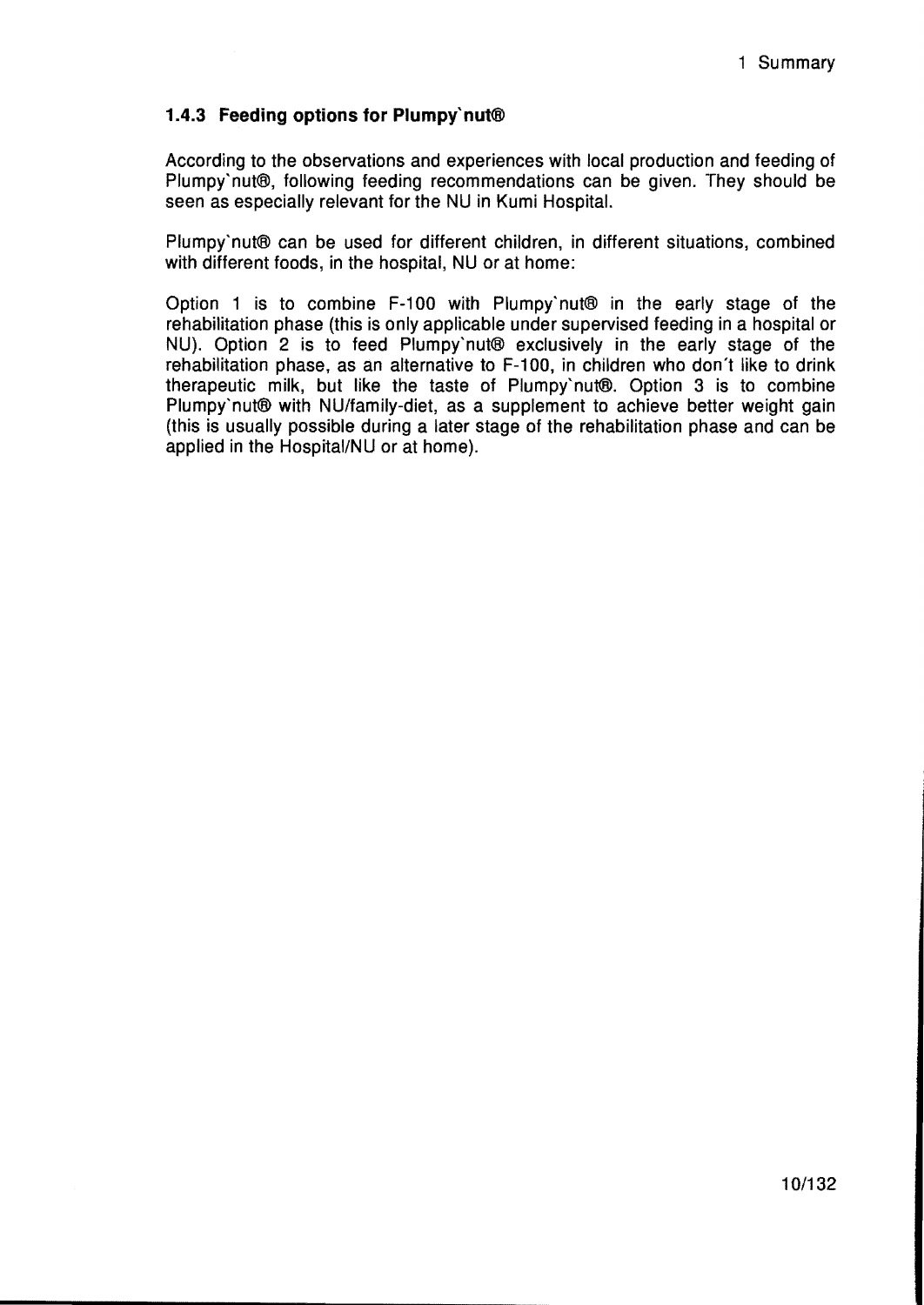### 1.4.3 Feeding options for Plumpy`nut®

According to the observations and experiences with local production and feeding of Plumpy`nut®, following feeding recommendations can be given. They should be seen as especially relevant for the NU in Kumi Hospital.

Plumpy`nut® can be used for different children, in different situations, combined with different foods, in the hospital, NU or at home:

Option 1 is to combine F-100 with Plumpy`nut® in the early stage of the rehabilitation phase (this is only applicable under supervised feeding in a hospital or NU). Option 2 is to feed Plumpy`nut® exclusively in the early stage of the rehabilitation phase, as an alternative to F-100, in children who don't like to drink therapeutic milk, but like the taste of Plumpy`nut®. Option 3 is to combine Plumpy`nut® with NU/family-diet, as a supplement to achieve better weight gain (this is usually possible during a later stage of the rehabilitation phase and can be applied in the Hospital/NU or at home).